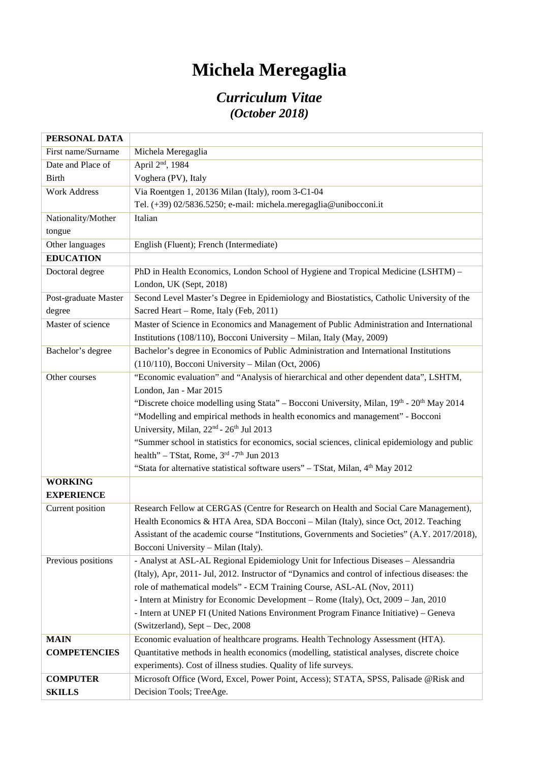# Michela Meregaglia

## *Curriculum Vitae*
### *(October 2018)*

| **PERSONAL DATA** | |
|---|---|
| First name/Surname | Michela Meregaglia |
| Date and Place of Birth | April 2nd, 1984<br>Voghera (PV), Italy |
| Work Address | Via Roentgen 1, 20136 Milan (Italy), room 3-C1-04<br>Tel. (+39) 02/5836.5250; e-mail: michela.meregaglia@unibocconi.it |
| Nationality/Mother tongue | Italian |
| Other languages | English (Fluent); French (Intermediate) |
| **EDUCATION** | |
| Doctoral degree | PhD in Health Economics, London School of Hygiene and Tropical Medicine (LSHTM) – London, UK (Sept, 2018) |
| Post-graduate Master degree | Second Level Master's Degree in Epidemiology and Biostatistics, Catholic University of the Sacred Heart – Rome, Italy (Feb, 2011) |
| Master of science | Master of Science in Economics and Management of Public Administration and International Institutions (108/110), Bocconi University – Milan, Italy (May, 2009) |
| Bachelor's degree | Bachelor's degree in Economics of Public Administration and International Institutions (110/110), Bocconi University – Milan (Oct, 2006) |
| Other courses | "Economic evaluation" and "Analysis of hierarchical and other dependent data", LSHTM, London, Jan - Mar 2015<br>"Discrete choice modelling using Stata" – Bocconi University, Milan, 19th - 20th May 2014<br>"Modelling and empirical methods in health economics and management" - Bocconi University, Milan, 22nd - 26th Jul 2013<br>"Summer school in statistics for economics, social sciences, clinical epidemiology and public health" – TStat, Rome, 3rd -7th Jun 2013<br>"Stata for alternative statistical software users" – TStat, Milan, 4th May 2012 |
| **WORKING EXPERIENCE** | |
| Current position | Research Fellow at CERGAS (Centre for Research on Health and Social Care Management), Health Economics & HTA Area, SDA Bocconi – Milan (Italy), since Oct, 2012. Teaching Assistant of the academic course "Institutions, Governments and Societies" (A.Y. 2017/2018), Bocconi University – Milan (Italy). |
| Previous positions | - Analyst at ASL-AL Regional Epidemiology Unit for Infectious Diseases – Alessandria (Italy), Apr, 2011- Jul, 2012. Instructor of "Dynamics and control of infectious diseases: the role of mathematical models" - ECM Training Course, ASL-AL (Nov, 2011)<br>- Intern at Ministry for Economic Development – Rome (Italy), Oct, 2009 – Jan, 2010<br>- Intern at UNEP FI (United Nations Environment Program Finance Initiative) – Geneva (Switzerland), Sept – Dec, 2008 |
| **MAIN COMPETENCIES** | Economic evaluation of healthcare programs. Health Technology Assessment (HTA). Quantitative methods in health economics (modelling, statistical analyses, discrete choice experiments). Cost of illness studies. Quality of life surveys. |
| **COMPUTER SKILLS** | Microsoft Office (Word, Excel, Power Point, Access); STATA, SPSS, Palisade @Risk and Decision Tools; TreeAge. |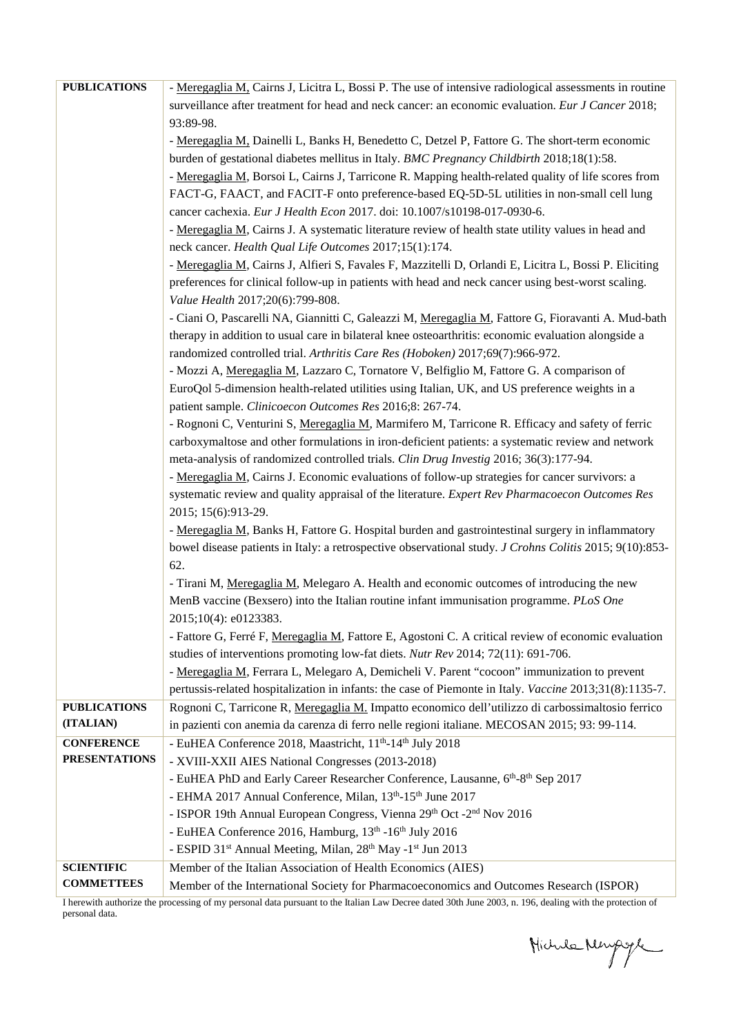| | |
|---|---|
| **PUBLICATIONS** | - Meregaglia M, Cairns J, Licitra L, Bossi P. The use of intensive radiological assessments in routine surveillance after treatment for head and neck cancer: an economic evaluation. *Eur J Cancer* 2018; 93:89-98.<br>- Meregaglia M, Dainelli L, Banks H, Benedetto C, Detzel P, Fattore G. The short-term economic burden of gestational diabetes mellitus in Italy. *BMC Pregnancy Childbirth* 2018;18(1):58.<br>- Meregaglia M, Borsoi L, Cairns J, Tarricone R. Mapping health-related quality of life scores from FACT-G, FAACT, and FACIT-F onto preference-based EQ-5D-5L utilities in non-small cell lung cancer cachexia. *Eur J Health Econ* 2017. doi: 10.1007/s10198-017-0930-6.<br>- Meregaglia M, Cairns J. A systematic literature review of health state utility values in head and neck cancer. *Health Qual Life Outcomes* 2017;15(1):174.<br>- Meregaglia M, Cairns J, Alfieri S, Favales F, Mazzitelli D, Orlandi E, Licitra L, Bossi P. Eliciting preferences for clinical follow-up in patients with head and neck cancer using best-worst scaling. *Value Health* 2017;20(6):799-808.<br>- Ciani O, Pascarelli NA, Giannitti C, Galeazzi M, Meregaglia M, Fattore G, Fioravanti A. Mud-bath therapy in addition to usual care in bilateral knee osteoarthritis: economic evaluation alongside a randomized controlled trial. *Arthritis Care Res (Hoboken)* 2017;69(7):966-972.<br>- Mozzi A, Meregaglia M, Lazzaro C, Tornatore V, Belfiglio M, Fattore G. A comparison of EuroQol 5-dimension health-related utilities using Italian, UK, and US preference weights in a patient sample. *Clinicoecon Outcomes Res* 2016;8: 267-74.<br>- Rognoni C, Venturini S, Meregaglia M, Marmifero M, Tarricone R. Efficacy and safety of ferric carboxymaltose and other formulations in iron-deficient patients: a systematic review and network meta-analysis of randomized controlled trials. *Clin Drug Investig* 2016; 36(3):177-94.<br>- Meregaglia M, Cairns J. Economic evaluations of follow-up strategies for cancer survivors: a systematic review and quality appraisal of the literature. *Expert Rev Pharmacoecon Outcomes Res* 2015; 15(6):913-29.<br>- Meregaglia M, Banks H, Fattore G. Hospital burden and gastrointestinal surgery in inflammatory bowel disease patients in Italy: a retrospective observational study. *J Crohns Colitis* 2015; 9(10):853-62.<br>- Tirani M, Meregaglia M, Melegaro A. Health and economic outcomes of introducing the new MenB vaccine (Bexsero) into the Italian routine infant immunisation programme. *PLoS One* 2015;10(4): e0123383.<br>- Fattore G, Ferré F, Meregaglia M, Fattore E, Agostoni C. A critical review of economic evaluation studies of interventions promoting low-fat diets. *Nutr Rev* 2014; 72(11): 691-706.<br>- Meregaglia M, Ferrara L, Melegaro A, Demicheli V. Parent "cocoon" immunization to prevent pertussis-related hospitalization in infants: the case of Piemonte in Italy. *Vaccine* 2013;31(8):1135-7. |
| **PUBLICATIONS (ITALIAN)** | Rognoni C, Tarricone R, Meregaglia M. Impatto economico dell'utilizzo di carbossimaltosio ferrico in pazienti con anemia da carenza di ferro nelle regioni italiane. MECOSAN 2015; 93: 99-114. |
| **CONFERENCE PRESENTATIONS** | - EuHEA Conference 2018, Maastricht, 11th-14th July 2018<br>- XVIII-XXII AIES National Congresses (2013-2018)<br>- EuHEA PhD and Early Career Researcher Conference, Lausanne, 6th-8th Sep 2017<br>- EHMA 2017 Annual Conference, Milan, 13th-15th June 2017<br>- ISPOR 19th Annual European Congress, Vienna 29th Oct -2nd Nov 2016<br>- EuHEA Conference 2016, Hamburg, 13th -16th July 2016<br>- ESPID 31st Annual Meeting, Milan, 28th May -1st Jun 2013 |
| **SCIENTIFIC COMMETTEES** | Member of the Italian Association of Health Economics (AIES)<br>Member of the International Society for Pharmacoeconomics and Outcomes Research (ISPOR) |

I herewith authorize the processing of my personal data pursuant to the Italian Law Decree dated 30th June 2003, n. 196, dealing with the protection of personal data.

Michela Meregaglia